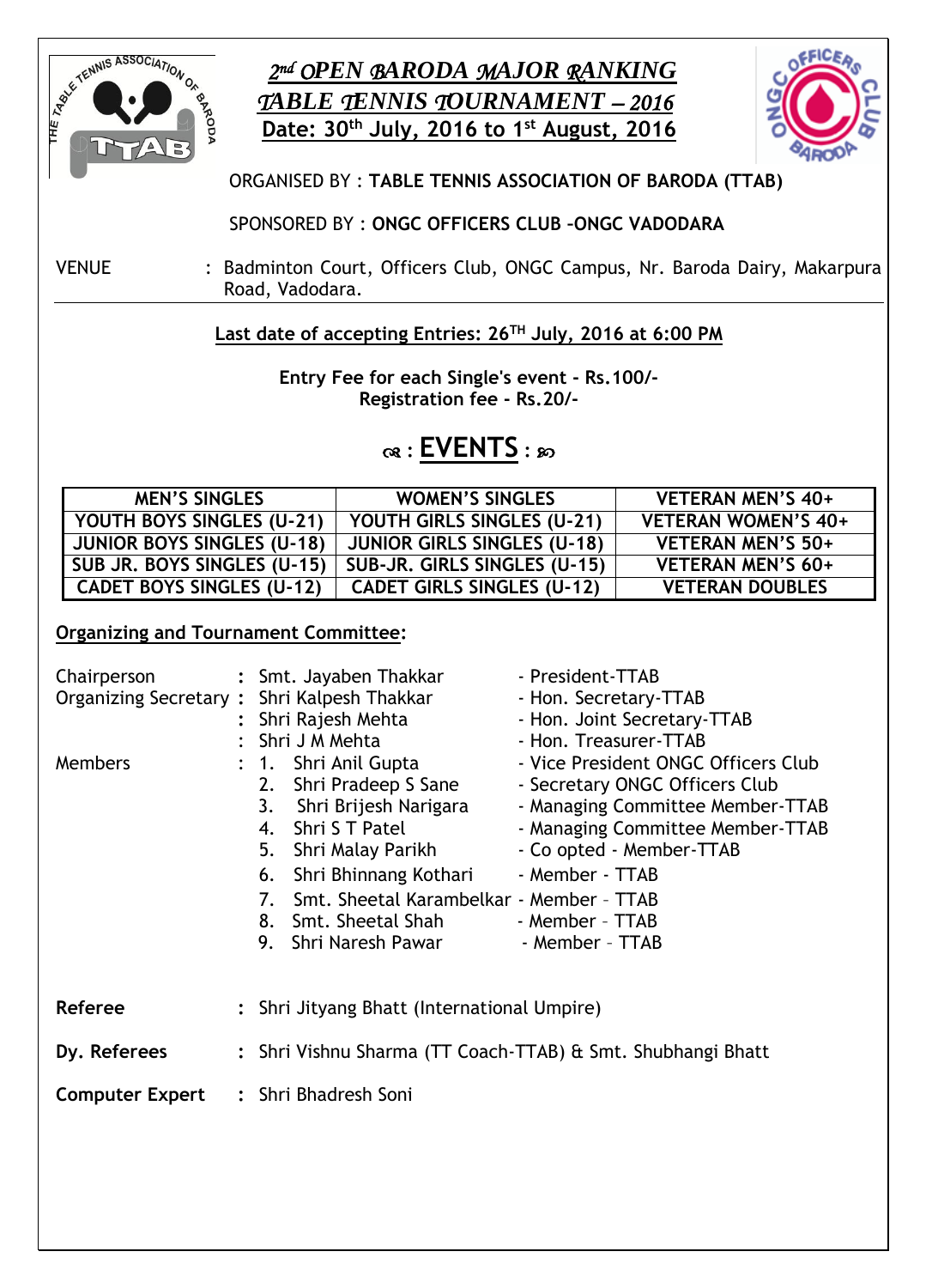# 2nd OPEN BARODA MAJOR RANKING TABLE TENNIS TOURNAMENT – 2016

**Date: 30th July, 2016 to 1st August, 2016**

ORGANISED BY : **TABLE TENNIS ASSOCIATION OF BARODA (TTAB)**

SPONSORED BY : **ONGC OFFICERS CLUB –ONGC VADODARA**

VENUE : Badminton Court, Officers Club, ONGC Campus, Nr. Baroda Dairy, Makarpura Road, Vadodara.

**Last date of accepting Entries: 26TH July, 2016 at 6:00 PM**

**Entry Fee for each Single's event - Rs.100/-**
**Registration fee - Rs.20/-**

## EVENTS

| MEN'S SINGLES | WOMEN'S SINGLES | VETERAN MEN'S 40+ |
|---|---|---|
| YOUTH BOYS SINGLES (U-21) | YOUTH GIRLS SINGLES (U-21) | VETERAN WOMEN'S 40+ |
| JUNIOR BOYS SINGLES (U-18) | JUNIOR GIRLS SINGLES (U-18) | VETERAN MEN'S 50+ |
| SUB JR. BOYS SINGLES (U-15) | SUB-JR. GIRLS SINGLES (U-15) | VETERAN MEN'S 60+ |
| CADET BOYS SINGLES (U-12) | CADET GIRLS SINGLES (U-12) | VETERAN DOUBLES |

**Organizing and Tournament Committee:**

Chairperson : Smt. Jayaben Thakkar - President-TTAB
Organizing Secretary : Shri Kalpesh Thakkar - Hon. Secretary-TTAB
: Shri Rajesh Mehta - Hon. Joint Secretary-TTAB
: Shri J M Mehta - Hon. Treasurer-TTAB

Members :
1. Shri Anil Gupta - Vice President ONGC Officers Club
2. Shri Pradeep S Sane - Secretary ONGC Officers Club
3. Shri Brijesh Narigara - Managing Committee Member-TTAB
4. Shri S T Patel - Managing Committee Member-TTAB
5. Shri Malay Parikh - Co opted - Member-TTAB
6. Shri Bhinnang Kothari - Member - TTAB
7. Smt. Sheetal Karambelkar - Member – TTAB
8. Smt. Sheetal Shah - Member – TTAB
9. Shri Naresh Pawar - Member – TTAB

**Referee** : Shri Jityang Bhatt (International Umpire)

**Dy. Referees** : Shri Vishnu Sharma (TT Coach-TTAB) & Smt. Shubhangi Bhatt

**Computer Expert** : Shri Bhadresh Soni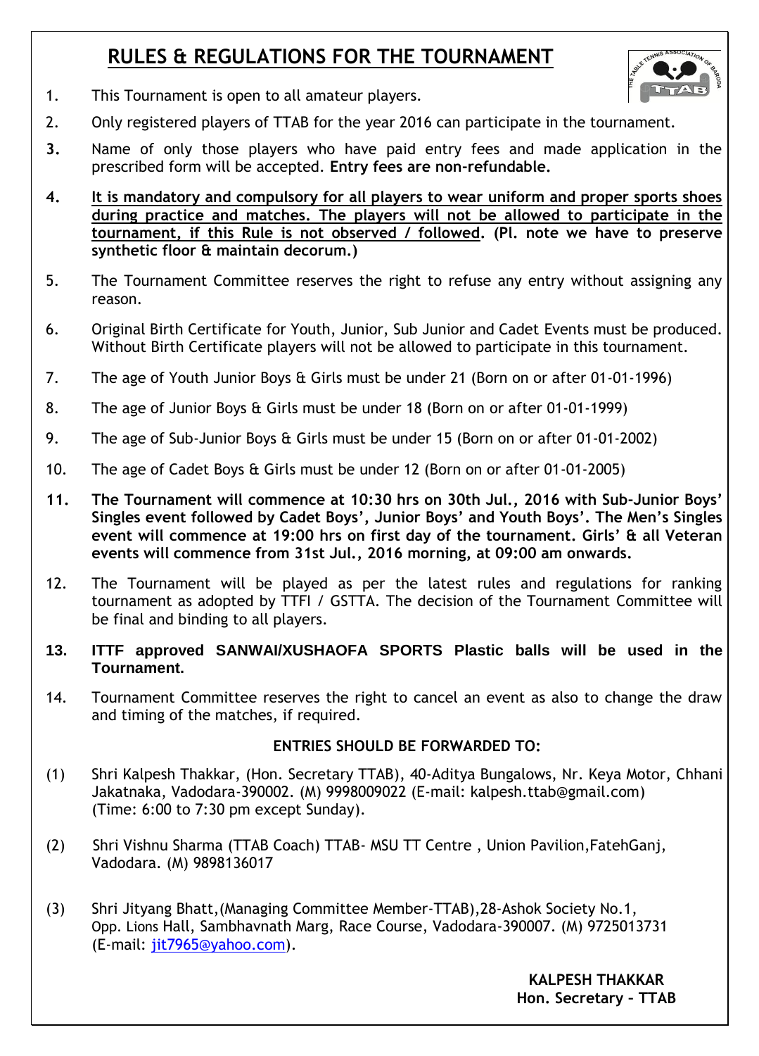# RULES & REGULATIONS FOR THE TOURNAMENT

1. This Tournament is open to all amateur players.
2. Only registered players of TTAB for the year 2016 can participate in the tournament.
3. Name of only those players who have paid entry fees and made application in the prescribed form will be accepted. **Entry fees are non-refundable.**
4. **It is mandatory and compulsory for all players to wear uniform and proper sports shoes during practice and matches. The players will not be allowed to participate in the tournament, if this Rule is not observed / followed. (Pl. note we have to preserve synthetic floor & maintain decorum.)**
5. The Tournament Committee reserves the right to refuse any entry without assigning any reason.
6. Original Birth Certificate for Youth, Junior, Sub Junior and Cadet Events must be produced. Without Birth Certificate players will not be allowed to participate in this tournament.
7. The age of Youth Junior Boys & Girls must be under 21 (Born on or after 01-01-1996)
8. The age of Junior Boys & Girls must be under 18 (Born on or after 01-01-1999)
9. The age of Sub-Junior Boys & Girls must be under 15 (Born on or after 01-01-2002)
10. The age of Cadet Boys & Girls must be under 12 (Born on or after 01-01-2005)
11. **The Tournament will commence at 10:30 hrs on 30th Jul., 2016 with Sub-Junior Boys' Singles event followed by Cadet Boys', Junior Boys' and Youth Boys'. The Men's Singles event will commence at 19:00 hrs on first day of the tournament. Girls' & all Veteran events will commence from 31st Jul., 2016 morning, at 09:00 am onwards.**
12. The Tournament will be played as per the latest rules and regulations for ranking tournament as adopted by TTFI / GSTTA. The decision of the Tournament Committee will be final and binding to all players.
13. **ITTF approved SANWAI/XUSHAOFA SPORTS Plastic balls will be used in the Tournament.**
14. Tournament Committee reserves the right to cancel an event as also to change the draw and timing of the matches, if required.

**ENTRIES SHOULD BE FORWARDED TO:**

(1) Shri Kalpesh Thakkar, (Hon. Secretary TTAB), 40-Aditya Bungalows, Nr. Keya Motor, Chhani Jakatnaka, Vadodara-390002. (M) 9998009022 (E-mail: kalpesh.ttab@gmail.com) (Time: 6:00 to 7:30 pm except Sunday).

(2) Shri Vishnu Sharma (TTAB Coach) TTAB- MSU TT Centre , Union Pavilion,FatehGanj, Vadodara. (M) 9898136017

(3) Shri Jityang Bhatt,(Managing Committee Member-TTAB),28-Ashok Society No.1, Opp. Lions Hall, Sambhavnath Marg, Race Course, Vadodara-390007. (M) 9725013731 (E-mail: jit7965@yahoo.com).

**KALPESH THAKKAR**
**Hon. Secretary – TTAB**